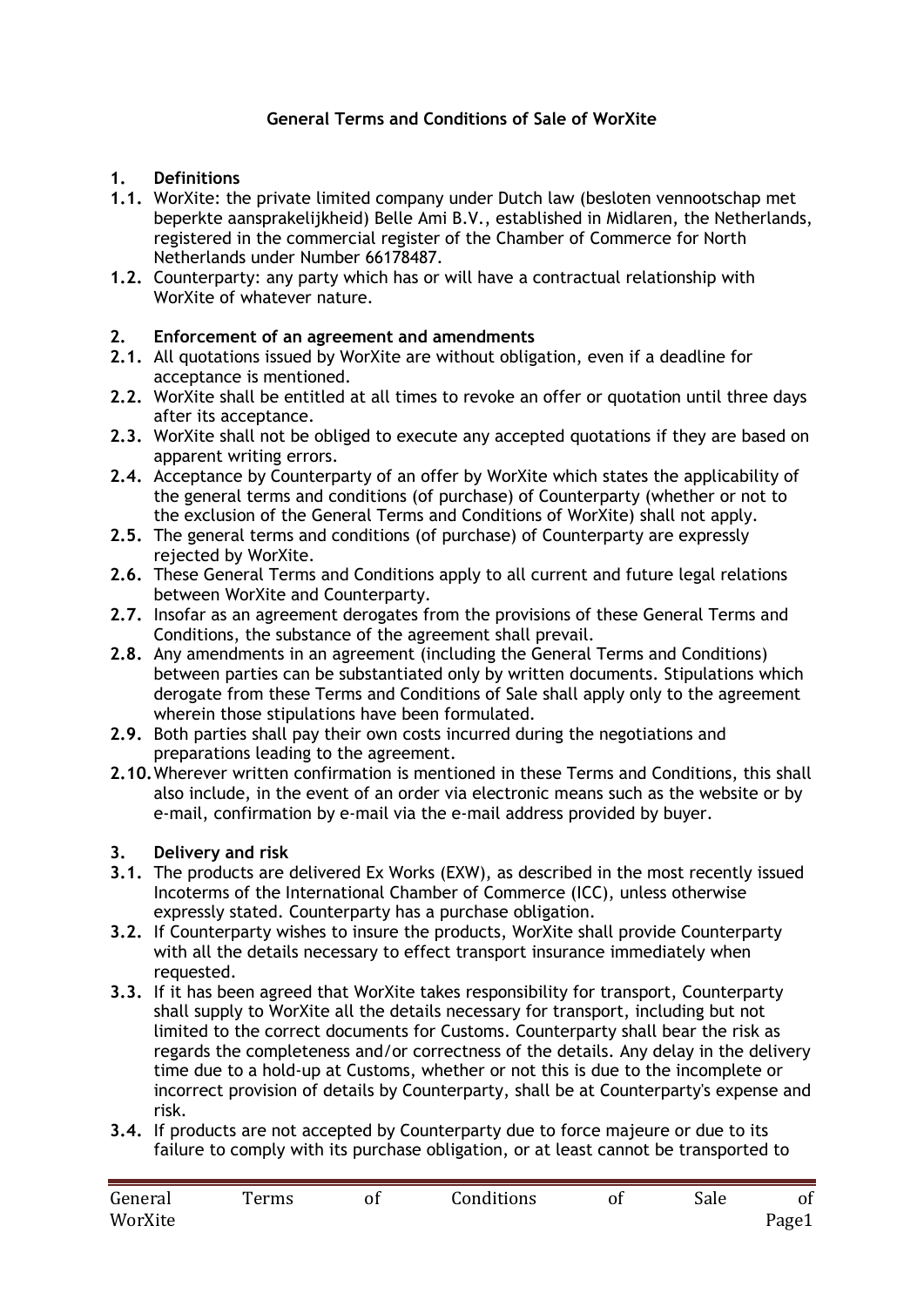# General Terms and Conditions of Sale of WorXite

## 1. Definitions

**1.1.** WorXite: the private limited company under Dutch law (besloten vennootschap met beperkte aansprakelijkheid) Belle Ami B.V., established in Midlaren, the Netherlands, registered in the commercial register of the Chamber of Commerce for North Netherlands under Number 66178487.

**1.2.** Counterparty: any party which has or will have a contractual relationship with WorXite of whatever nature.

## 2. Enforcement of an agreement and amendments

**2.1.** All quotations issued by WorXite are without obligation, even if a deadline for acceptance is mentioned.

**2.2.** WorXite shall be entitled at all times to revoke an offer or quotation until three days after its acceptance.

**2.3.** WorXite shall not be obliged to execute any accepted quotations if they are based on apparent writing errors.

**2.4.** Acceptance by Counterparty of an offer by WorXite which states the applicability of the general terms and conditions (of purchase) of Counterparty (whether or not to the exclusion of the General Terms and Conditions of WorXite) shall not apply.

**2.5.** The general terms and conditions (of purchase) of Counterparty are expressly rejected by WorXite.

**2.6.** These General Terms and Conditions apply to all current and future legal relations between WorXite and Counterparty.

**2.7.** Insofar as an agreement derogates from the provisions of these General Terms and Conditions, the substance of the agreement shall prevail.

**2.8.** Any amendments in an agreement (including the General Terms and Conditions) between parties can be substantiated only by written documents. Stipulations which derogate from these Terms and Conditions of Sale shall apply only to the agreement wherein those stipulations have been formulated.

**2.9.** Both parties shall pay their own costs incurred during the negotiations and preparations leading to the agreement.

**2.10.** Wherever written confirmation is mentioned in these Terms and Conditions, this shall also include, in the event of an order via electronic means such as the website or by e-mail, confirmation by e-mail via the e-mail address provided by buyer.

## 3. Delivery and risk

**3.1.** The products are delivered Ex Works (EXW), as described in the most recently issued Incoterms of the International Chamber of Commerce (ICC), unless otherwise expressly stated. Counterparty has a purchase obligation.

**3.2.** If Counterparty wishes to insure the products, WorXite shall provide Counterparty with all the details necessary to effect transport insurance immediately when requested.

**3.3.** If it has been agreed that WorXite takes responsibility for transport, Counterparty shall supply to WorXite all the details necessary for transport, including but not limited to the correct documents for Customs. Counterparty shall bear the risk as regards the completeness and/or correctness of the details. Any delay in the delivery time due to a hold-up at Customs, whether or not this is due to the incomplete or incorrect provision of details by Counterparty, shall be at Counterparty's expense and risk.

**3.4.** If products are not accepted by Counterparty due to force majeure or due to its failure to comply with its purchase obligation, or at least cannot be transported to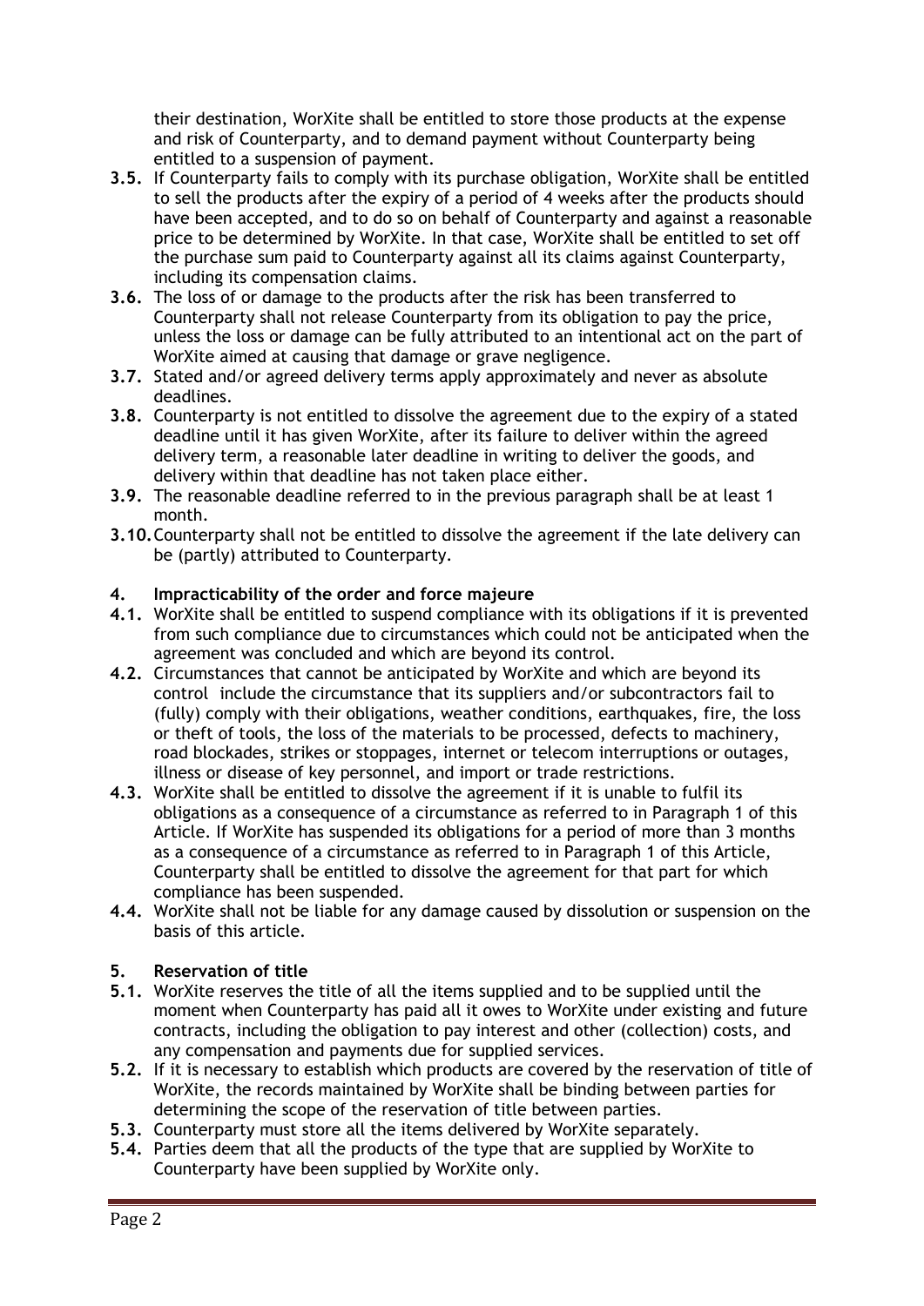their destination, WorXite shall be entitled to store those products at the expense and risk of Counterparty, and to demand payment without Counterparty being entitled to a suspension of payment.

**3.5.** If Counterparty fails to comply with its purchase obligation, WorXite shall be entitled to sell the products after the expiry of a period of 4 weeks after the products should have been accepted, and to do so on behalf of Counterparty and against a reasonable price to be determined by WorXite. In that case, WorXite shall be entitled to set off the purchase sum paid to Counterparty against all its claims against Counterparty, including its compensation claims.

**3.6.** The loss of or damage to the products after the risk has been transferred to Counterparty shall not release Counterparty from its obligation to pay the price, unless the loss or damage can be fully attributed to an intentional act on the part of WorXite aimed at causing that damage or grave negligence.

**3.7.** Stated and/or agreed delivery terms apply approximately and never as absolute deadlines.

**3.8.** Counterparty is not entitled to dissolve the agreement due to the expiry of a stated deadline until it has given WorXite, after its failure to deliver within the agreed delivery term, a reasonable later deadline in writing to deliver the goods, and delivery within that deadline has not taken place either.

**3.9.** The reasonable deadline referred to in the previous paragraph shall be at least 1 month.

**3.10.** Counterparty shall not be entitled to dissolve the agreement if the late delivery can be (partly) attributed to Counterparty.

## 4. Impracticability of the order and force majeure

**4.1.** WorXite shall be entitled to suspend compliance with its obligations if it is prevented from such compliance due to circumstances which could not be anticipated when the agreement was concluded and which are beyond its control.

**4.2.** Circumstances that cannot be anticipated by WorXite and which are beyond its control include the circumstance that its suppliers and/or subcontractors fail to (fully) comply with their obligations, weather conditions, earthquakes, fire, the loss or theft of tools, the loss of the materials to be processed, defects to machinery, road blockades, strikes or stoppages, internet or telecom interruptions or outages, illness or disease of key personnel, and import or trade restrictions.

**4.3.** WorXite shall be entitled to dissolve the agreement if it is unable to fulfil its obligations as a consequence of a circumstance as referred to in Paragraph 1 of this Article. If WorXite has suspended its obligations for a period of more than 3 months as a consequence of a circumstance as referred to in Paragraph 1 of this Article, Counterparty shall be entitled to dissolve the agreement for that part for which compliance has been suspended.

**4.4.** WorXite shall not be liable for any damage caused by dissolution or suspension on the basis of this article.

## 5. Reservation of title

**5.1.** WorXite reserves the title of all the items supplied and to be supplied until the moment when Counterparty has paid all it owes to WorXite under existing and future contracts, including the obligation to pay interest and other (collection) costs, and any compensation and payments due for supplied services.

**5.2.** If it is necessary to establish which products are covered by the reservation of title of WorXite, the records maintained by WorXite shall be binding between parties for determining the scope of the reservation of title between parties.

**5.3.** Counterparty must store all the items delivered by WorXite separately.

**5.4.** Parties deem that all the products of the type that are supplied by WorXite to Counterparty have been supplied by WorXite only.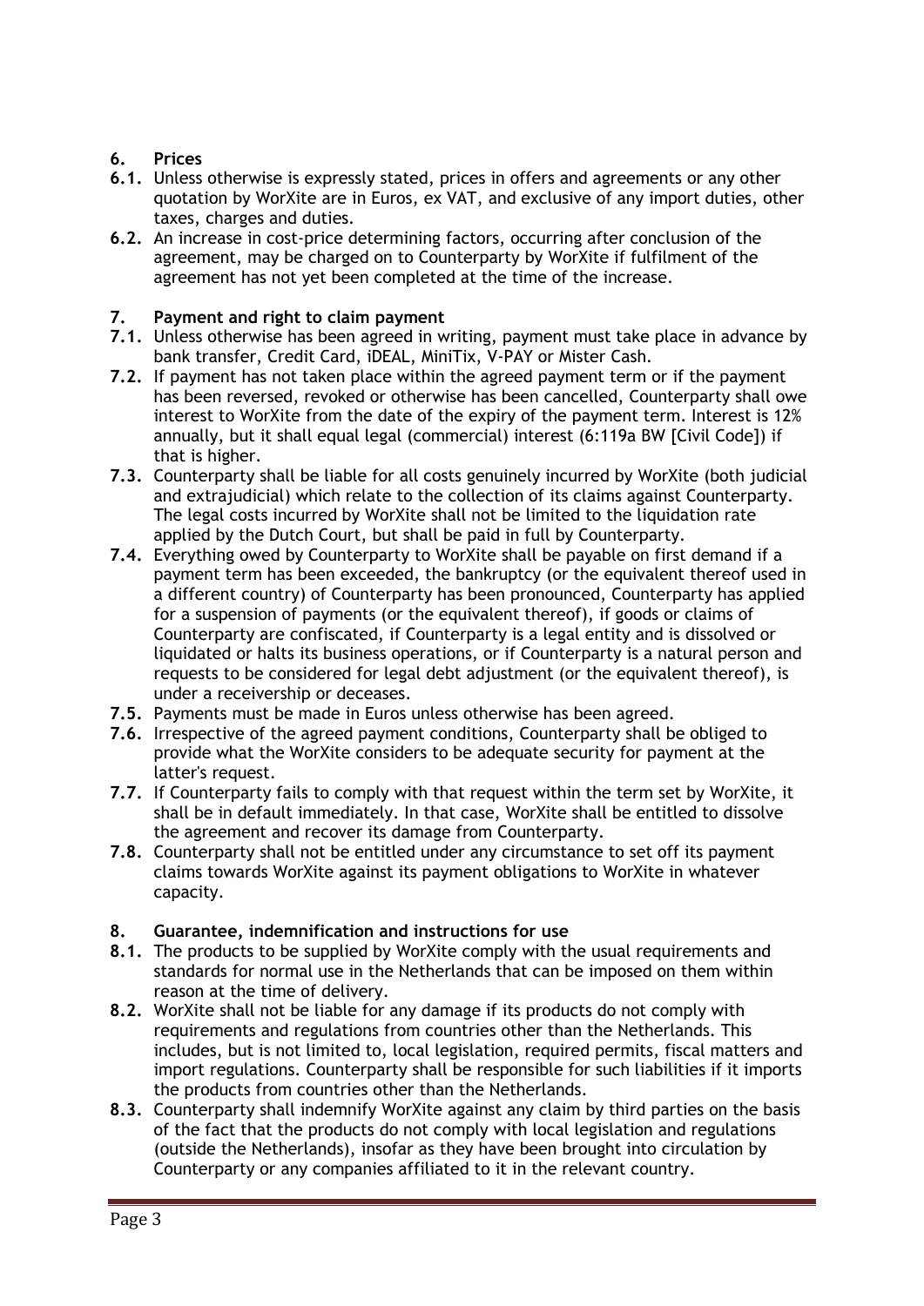## 6. Prices

**6.1.** Unless otherwise is expressly stated, prices in offers and agreements or any other quotation by WorXite are in Euros, ex VAT, and exclusive of any import duties, other taxes, charges and duties.

**6.2.** An increase in cost-price determining factors, occurring after conclusion of the agreement, may be charged on to Counterparty by WorXite if fulfilment of the agreement has not yet been completed at the time of the increase.

## 7. Payment and right to claim payment

**7.1.** Unless otherwise has been agreed in writing, payment must take place in advance by bank transfer, Credit Card, iDEAL, MiniTix, V-PAY or Mister Cash.

**7.2.** If payment has not taken place within the agreed payment term or if the payment has been reversed, revoked or otherwise has been cancelled, Counterparty shall owe interest to WorXite from the date of the expiry of the payment term. Interest is 12% annually, but it shall equal legal (commercial) interest (6:119a BW [Civil Code]) if that is higher.

**7.3.** Counterparty shall be liable for all costs genuinely incurred by WorXite (both judicial and extrajudicial) which relate to the collection of its claims against Counterparty. The legal costs incurred by WorXite shall not be limited to the liquidation rate applied by the Dutch Court, but shall be paid in full by Counterparty.

**7.4.** Everything owed by Counterparty to WorXite shall be payable on first demand if a payment term has been exceeded, the bankruptcy (or the equivalent thereof used in a different country) of Counterparty has been pronounced, Counterparty has applied for a suspension of payments (or the equivalent thereof), if goods or claims of Counterparty are confiscated, if Counterparty is a legal entity and is dissolved or liquidated or halts its business operations, or if Counterparty is a natural person and requests to be considered for legal debt adjustment (or the equivalent thereof), is under a receivership or deceases.

**7.5.** Payments must be made in Euros unless otherwise has been agreed.

**7.6.** Irrespective of the agreed payment conditions, Counterparty shall be obliged to provide what the WorXite considers to be adequate security for payment at the latter's request.

**7.7.** If Counterparty fails to comply with that request within the term set by WorXite, it shall be in default immediately. In that case, WorXite shall be entitled to dissolve the agreement and recover its damage from Counterparty.

**7.8.** Counterparty shall not be entitled under any circumstance to set off its payment claims towards WorXite against its payment obligations to WorXite in whatever capacity.

## 8. Guarantee, indemnification and instructions for use

**8.1.** The products to be supplied by WorXite comply with the usual requirements and standards for normal use in the Netherlands that can be imposed on them within reason at the time of delivery.

**8.2.** WorXite shall not be liable for any damage if its products do not comply with requirements and regulations from countries other than the Netherlands. This includes, but is not limited to, local legislation, required permits, fiscal matters and import regulations. Counterparty shall be responsible for such liabilities if it imports the products from countries other than the Netherlands.

**8.3.** Counterparty shall indemnify WorXite against any claim by third parties on the basis of the fact that the products do not comply with local legislation and regulations (outside the Netherlands), insofar as they have been brought into circulation by Counterparty or any companies affiliated to it in the relevant country.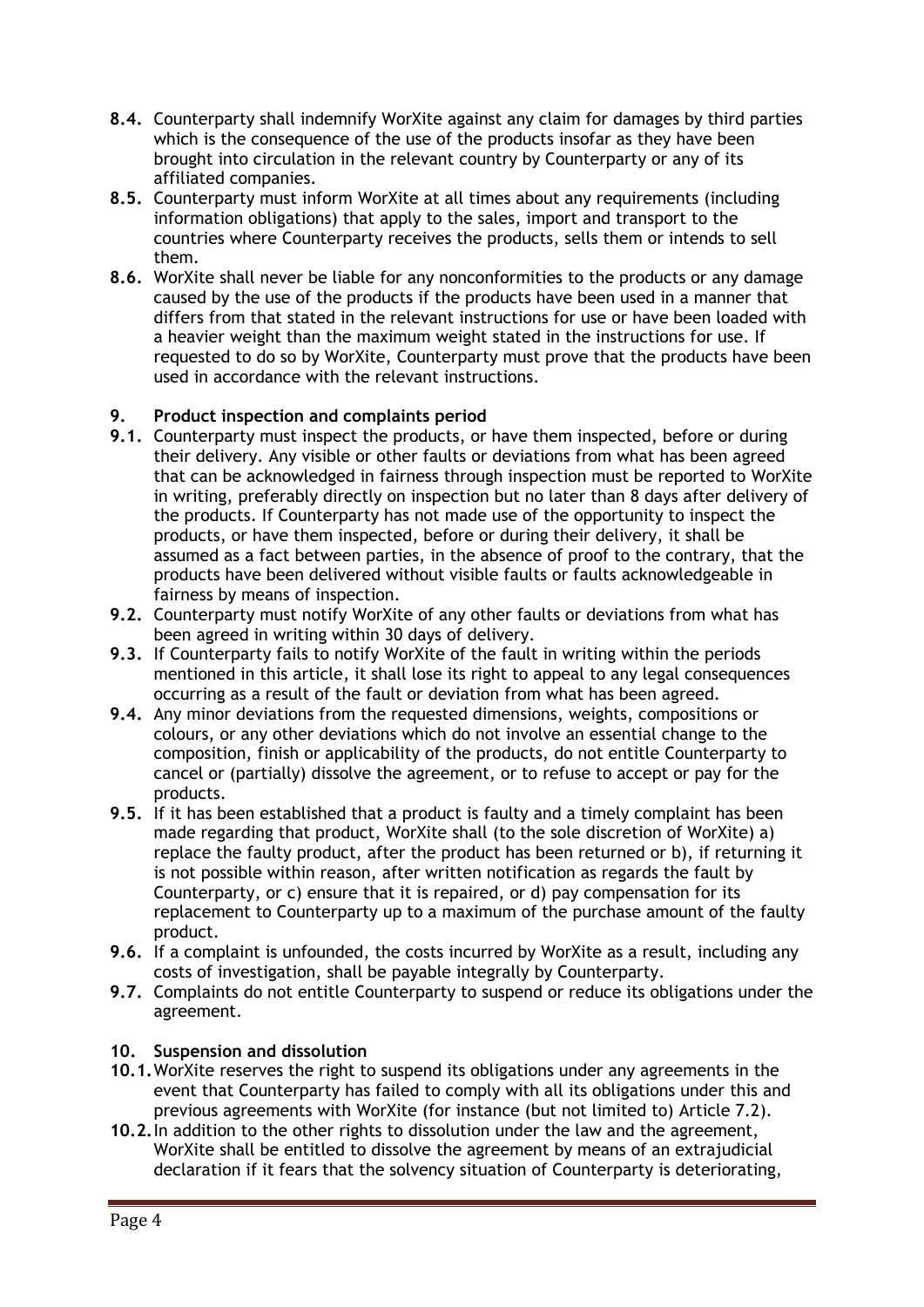**8.4.** Counterparty shall indemnify WorXite against any claim for damages by third parties which is the consequence of the use of the products insofar as they have been brought into circulation in the relevant country by Counterparty or any of its affiliated companies.

**8.5.** Counterparty must inform WorXite at all times about any requirements (including information obligations) that apply to the sales, import and transport to the countries where Counterparty receives the products, sells them or intends to sell them.

**8.6.** WorXite shall never be liable for any nonconformities to the products or any damage caused by the use of the products if the products have been used in a manner that differs from that stated in the relevant instructions for use or have been loaded with a heavier weight than the maximum weight stated in the instructions for use. If requested to do so by WorXite, Counterparty must prove that the products have been used in accordance with the relevant instructions.

## 9. Product inspection and complaints period

**9.1.** Counterparty must inspect the products, or have them inspected, before or during their delivery. Any visible or other faults or deviations from what has been agreed that can be acknowledged in fairness through inspection must be reported to WorXite in writing, preferably directly on inspection but no later than 8 days after delivery of the products. If Counterparty has not made use of the opportunity to inspect the products, or have them inspected, before or during their delivery, it shall be assumed as a fact between parties, in the absence of proof to the contrary, that the products have been delivered without visible faults or faults acknowledgeable in fairness by means of inspection.

**9.2.** Counterparty must notify WorXite of any other faults or deviations from what has been agreed in writing within 30 days of delivery.

**9.3.** If Counterparty fails to notify WorXite of the fault in writing within the periods mentioned in this article, it shall lose its right to appeal to any legal consequences occurring as a result of the fault or deviation from what has been agreed.

**9.4.** Any minor deviations from the requested dimensions, weights, compositions or colours, or any other deviations which do not involve an essential change to the composition, finish or applicability of the products, do not entitle Counterparty to cancel or (partially) dissolve the agreement, or to refuse to accept or pay for the products.

**9.5.** If it has been established that a product is faulty and a timely complaint has been made regarding that product, WorXite shall (to the sole discretion of WorXite) a) replace the faulty product, after the product has been returned or b), if returning it is not possible within reason, after written notification as regards the fault by Counterparty, or c) ensure that it is repaired, or d) pay compensation for its replacement to Counterparty up to a maximum of the purchase amount of the faulty product.

**9.6.** If a complaint is unfounded, the costs incurred by WorXite as a result, including any costs of investigation, shall be payable integrally by Counterparty.

**9.7.** Complaints do not entitle Counterparty to suspend or reduce its obligations under the agreement.

## 10. Suspension and dissolution

**10.1.** WorXite reserves the right to suspend its obligations under any agreements in the event that Counterparty has failed to comply with all its obligations under this and previous agreements with WorXite (for instance (but not limited to) Article 7.2).

**10.2.** In addition to the other rights to dissolution under the law and the agreement, WorXite shall be entitled to dissolve the agreement by means of an extrajudicial declaration if it fears that the solvency situation of Counterparty is deteriorating,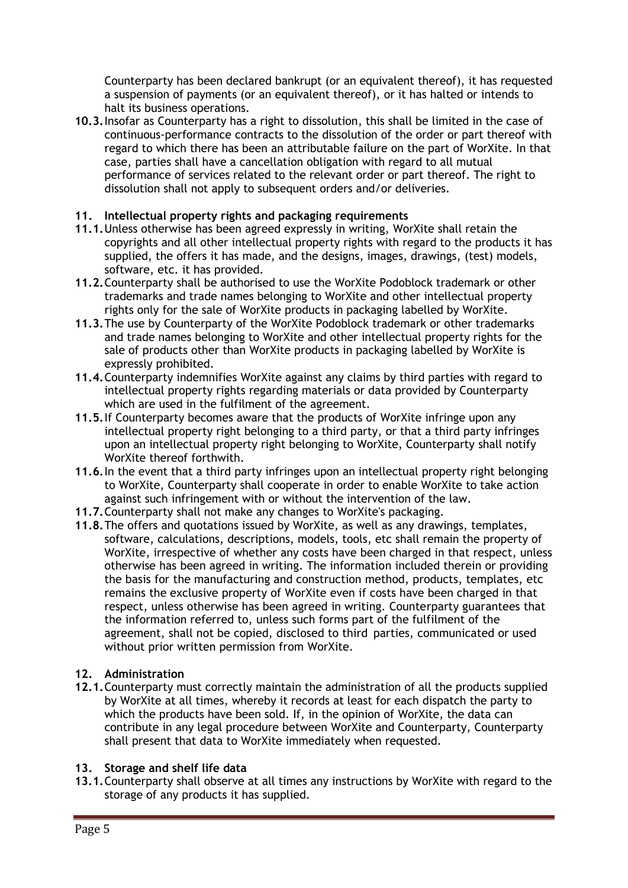Counterparty has been declared bankrupt (or an equivalent thereof), it has requested a suspension of payments (or an equivalent thereof), or it has halted or intends to halt its business operations.

**10.3.** Insofar as Counterparty has a right to dissolution, this shall be limited in the case of continuous-performance contracts to the dissolution of the order or part thereof with regard to which there has been an attributable failure on the part of WorXite. In that case, parties shall have a cancellation obligation with regard to all mutual performance of services related to the relevant order or part thereof. The right to dissolution shall not apply to subsequent orders and/or deliveries.

## 11. Intellectual property rights and packaging requirements

**11.1.** Unless otherwise has been agreed expressly in writing, WorXite shall retain the copyrights and all other intellectual property rights with regard to the products it has supplied, the offers it has made, and the designs, images, drawings, (test) models, software, etc. it has provided.

**11.2.** Counterparty shall be authorised to use the WorXite Podoblock trademark or other trademarks and trade names belonging to WorXite and other intellectual property rights only for the sale of WorXite products in packaging labelled by WorXite.

**11.3.** The use by Counterparty of the WorXite Podoblock trademark or other trademarks and trade names belonging to WorXite and other intellectual property rights for the sale of products other than WorXite products in packaging labelled by WorXite is expressly prohibited.

**11.4.** Counterparty indemnifies WorXite against any claims by third parties with regard to intellectual property rights regarding materials or data provided by Counterparty which are used in the fulfilment of the agreement.

**11.5.** If Counterparty becomes aware that the products of WorXite infringe upon any intellectual property right belonging to a third party, or that a third party infringes upon an intellectual property right belonging to WorXite, Counterparty shall notify WorXite thereof forthwith.

**11.6.** In the event that a third party infringes upon an intellectual property right belonging to WorXite, Counterparty shall cooperate in order to enable WorXite to take action against such infringement with or without the intervention of the law.

**11.7.** Counterparty shall not make any changes to WorXite's packaging.

**11.8.** The offers and quotations issued by WorXite, as well as any drawings, templates, software, calculations, descriptions, models, tools, etc shall remain the property of WorXite, irrespective of whether any costs have been charged in that respect, unless otherwise has been agreed in writing. The information included therein or providing the basis for the manufacturing and construction method, products, templates, etc remains the exclusive property of WorXite even if costs have been charged in that respect, unless otherwise has been agreed in writing. Counterparty guarantees that the information referred to, unless such forms part of the fulfilment of the agreement, shall not be copied, disclosed to third parties, communicated or used without prior written permission from WorXite.

## 12. Administration

**12.1.** Counterparty must correctly maintain the administration of all the products supplied by WorXite at all times, whereby it records at least for each dispatch the party to which the products have been sold. If, in the opinion of WorXite, the data can contribute in any legal procedure between WorXite and Counterparty, Counterparty shall present that data to WorXite immediately when requested.

## 13. Storage and shelf life data

**13.1.** Counterparty shall observe at all times any instructions by WorXite with regard to the storage of any products it has supplied.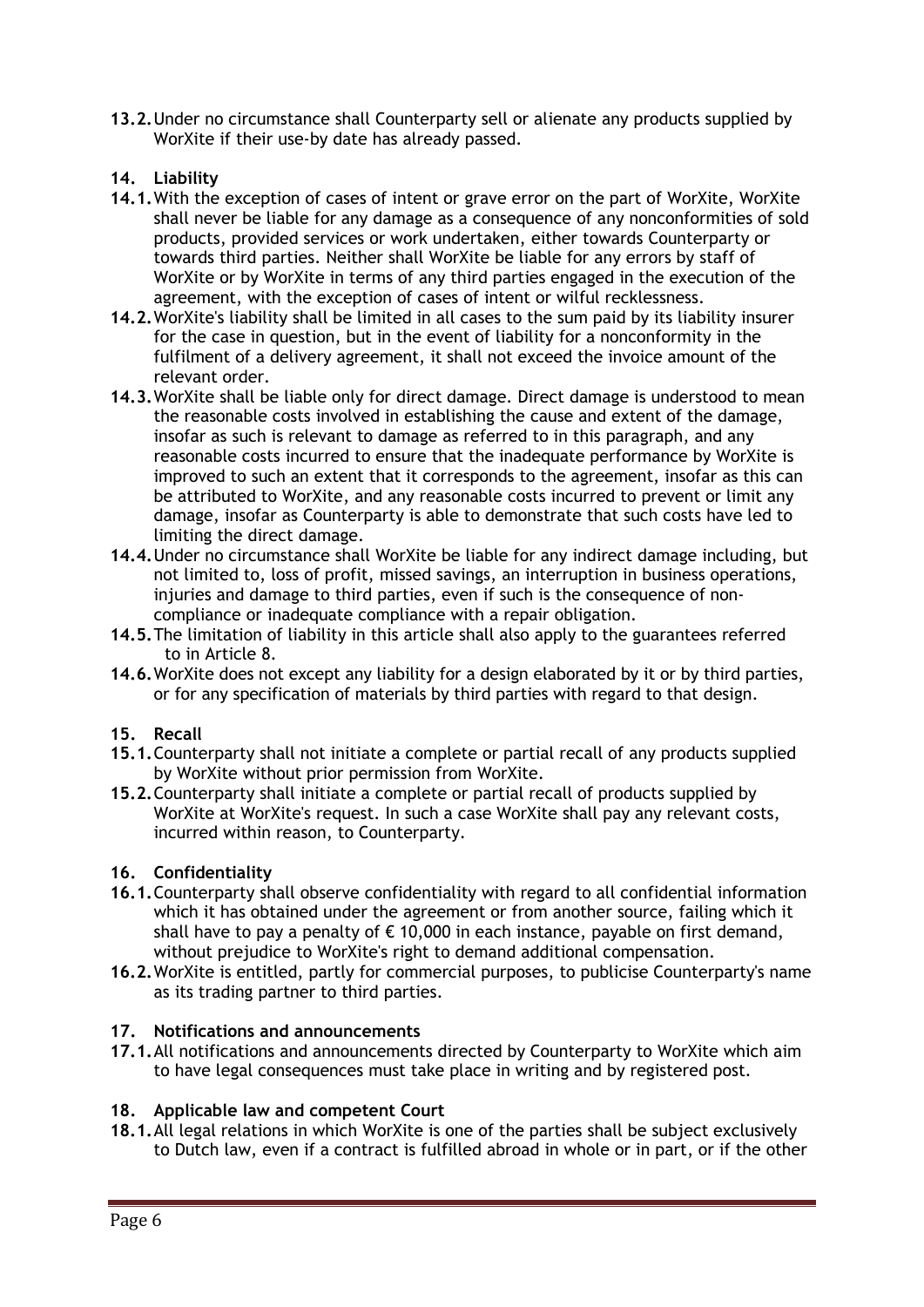**13.2.** Under no circumstance shall Counterparty sell or alienate any products supplied by WorXite if their use-by date has already passed.

## 14. Liability

**14.1.** With the exception of cases of intent or grave error on the part of WorXite, WorXite shall never be liable for any damage as a consequence of any nonconformities of sold products, provided services or work undertaken, either towards Counterparty or towards third parties. Neither shall WorXite be liable for any errors by staff of WorXite or by WorXite in terms of any third parties engaged in the execution of the agreement, with the exception of cases of intent or wilful recklessness.

**14.2.** WorXite's liability shall be limited in all cases to the sum paid by its liability insurer for the case in question, but in the event of liability for a nonconformity in the fulfilment of a delivery agreement, it shall not exceed the invoice amount of the relevant order.

**14.3.** WorXite shall be liable only for direct damage. Direct damage is understood to mean the reasonable costs involved in establishing the cause and extent of the damage, insofar as such is relevant to damage as referred to in this paragraph, and any reasonable costs incurred to ensure that the inadequate performance by WorXite is improved to such an extent that it corresponds to the agreement, insofar as this can be attributed to WorXite, and any reasonable costs incurred to prevent or limit any damage, insofar as Counterparty is able to demonstrate that such costs have led to limiting the direct damage.

**14.4.** Under no circumstance shall WorXite be liable for any indirect damage including, but not limited to, loss of profit, missed savings, an interruption in business operations, injuries and damage to third parties, even if such is the consequence of non-compliance or inadequate compliance with a repair obligation.

**14.5.** The limitation of liability in this article shall also apply to the guarantees referred to in Article 8.

**14.6.** WorXite does not except any liability for a design elaborated by it or by third parties, or for any specification of materials by third parties with regard to that design.

## 15. Recall

**15.1.** Counterparty shall not initiate a complete or partial recall of any products supplied by WorXite without prior permission from WorXite.

**15.2.** Counterparty shall initiate a complete or partial recall of products supplied by WorXite at WorXite's request. In such a case WorXite shall pay any relevant costs, incurred within reason, to Counterparty.

## 16. Confidentiality

**16.1.** Counterparty shall observe confidentiality with regard to all confidential information which it has obtained under the agreement or from another source, failing which it shall have to pay a penalty of € 10,000 in each instance, payable on first demand, without prejudice to WorXite's right to demand additional compensation.

**16.2.** WorXite is entitled, partly for commercial purposes, to publicise Counterparty's name as its trading partner to third parties.

## 17. Notifications and announcements

**17.1.** All notifications and announcements directed by Counterparty to WorXite which aim to have legal consequences must take place in writing and by registered post.

## 18. Applicable law and competent Court

**18.1.** All legal relations in which WorXite is one of the parties shall be subject exclusively to Dutch law, even if a contract is fulfilled abroad in whole or in part, or if the other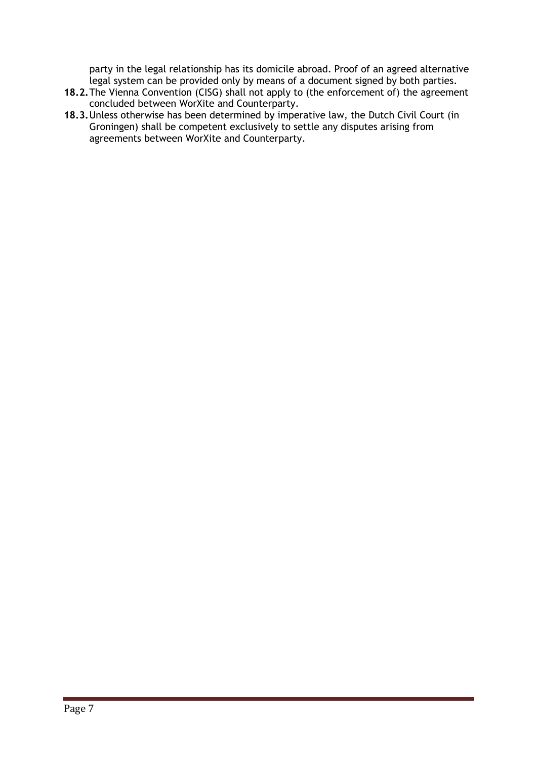party in the legal relationship has its domicile abroad. Proof of an agreed alternative legal system can be provided only by means of a document signed by both parties.

**18.2.** The Vienna Convention (CISG) shall not apply to (the enforcement of) the agreement concluded between WorXite and Counterparty.

**18.3.** Unless otherwise has been determined by imperative law, the Dutch Civil Court (in Groningen) shall be competent exclusively to settle any disputes arising from agreements between WorXite and Counterparty.